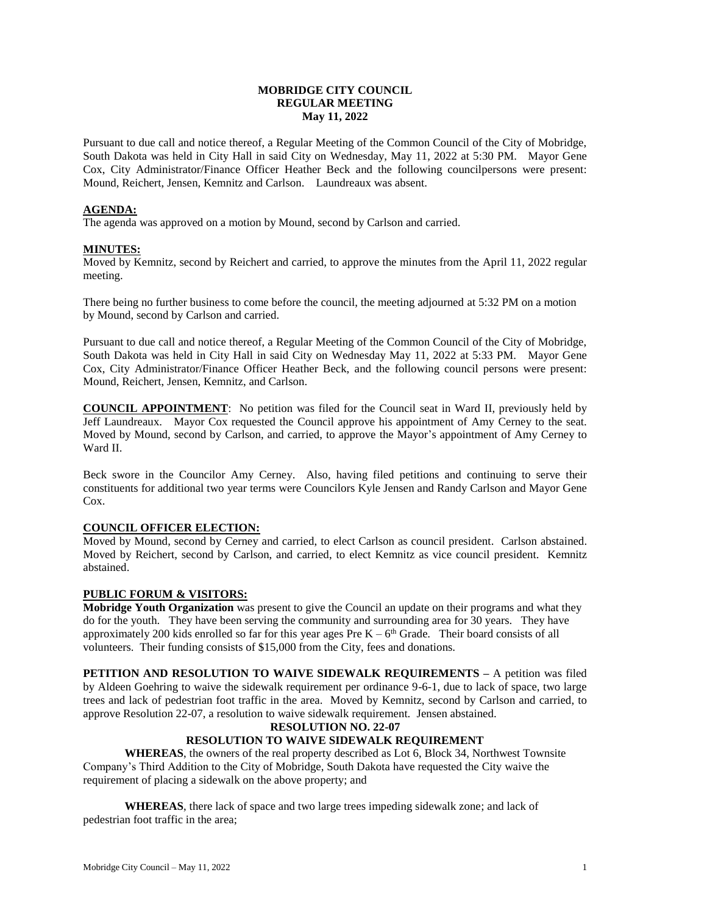**MOBRIDGE CITY COUNCIL**
**REGULAR MEETING**
**May 11, 2022**

Pursuant to due call and notice thereof, a Regular Meeting of the Common Council of the City of Mobridge, South Dakota was held in City Hall in said City on Wednesday, May 11, 2022 at 5:30 PM. Mayor Gene Cox, City Administrator/Finance Officer Heather Beck and the following councilpersons were present: Mound, Reichert, Jensen, Kemnitz and Carlson. Laundreaux was absent.

**AGENDA:**

The agenda was approved on a motion by Mound, second by Carlson and carried.

**MINUTES:**

Moved by Kemnitz, second by Reichert and carried, to approve the minutes from the April 11, 2022 regular meeting.

There being no further business to come before the council, the meeting adjourned at 5:32 PM on a motion by Mound, second by Carlson and carried.

Pursuant to due call and notice thereof, a Regular Meeting of the Common Council of the City of Mobridge, South Dakota was held in City Hall in said City on Wednesday May 11, 2022 at 5:33 PM. Mayor Gene Cox, City Administrator/Finance Officer Heather Beck, and the following council persons were present: Mound, Reichert, Jensen, Kemnitz, and Carlson.

**COUNCIL APPOINTMENT**: No petition was filed for the Council seat in Ward II, previously held by Jeff Laundreaux. Mayor Cox requested the Council approve his appointment of Amy Cerney to the seat. Moved by Mound, second by Carlson, and carried, to approve the Mayor's appointment of Amy Cerney to Ward II.

Beck swore in the Councilor Amy Cerney. Also, having filed petitions and continuing to serve their constituents for additional two year terms were Councilors Kyle Jensen and Randy Carlson and Mayor Gene Cox.

**COUNCIL OFFICER ELECTION:**

Moved by Mound, second by Cerney and carried, to elect Carlson as council president. Carlson abstained. Moved by Reichert, second by Carlson, and carried, to elect Kemnitz as vice council president. Kemnitz abstained.

**PUBLIC FORUM & VISITORS:**

**Mobridge Youth Organization** was present to give the Council an update on their programs and what they do for the youth. They have been serving the community and surrounding area for 30 years. They have approximately 200 kids enrolled so far for this year ages Pre K – 6th Grade. Their board consists of all volunteers. Their funding consists of $15,000 from the City, fees and donations.

**PETITION AND RESOLUTION TO WAIVE SIDEWALK REQUIREMENTS** – A petition was filed by Aldeen Goehring to waive the sidewalk requirement per ordinance 9-6-1, due to lack of space, two large trees and lack of pedestrian foot traffic in the area. Moved by Kemnitz, second by Carlson and carried, to approve Resolution 22-07, a resolution to waive sidewalk requirement. Jensen abstained.

**RESOLUTION NO. 22-07**
**RESOLUTION TO WAIVE SIDEWALK REQUIREMENT**

**WHEREAS**, the owners of the real property described as Lot 6, Block 34, Northwest Townsite Company's Third Addition to the City of Mobridge, South Dakota have requested the City waive the requirement of placing a sidewalk on the above property; and

**WHEREAS**, there lack of space and two large trees impeding sidewalk zone; and lack of pedestrian foot traffic in the area;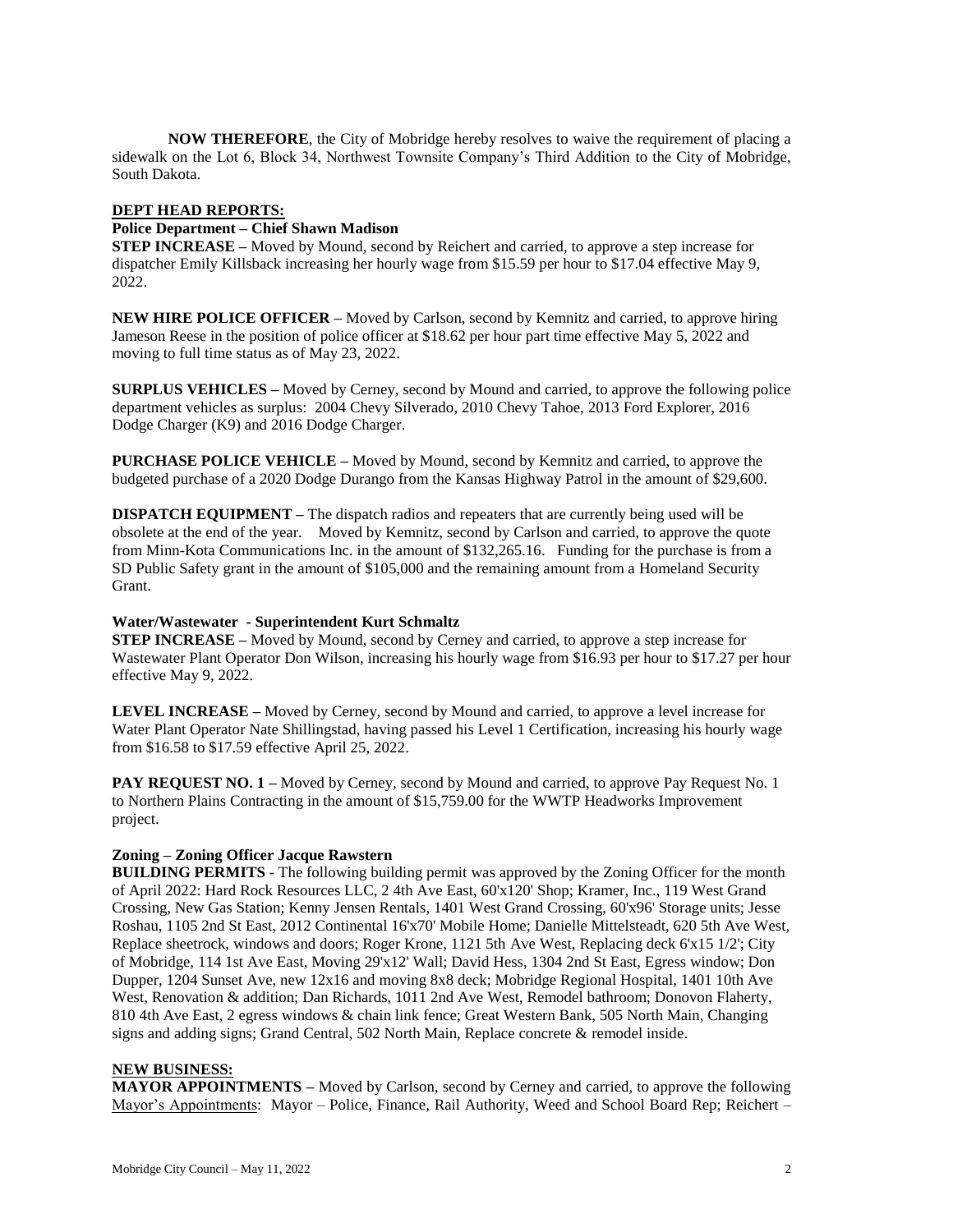**NOW THEREFORE**, the City of Mobridge hereby resolves to waive the requirement of placing a sidewalk on the Lot 6, Block 34, Northwest Townsite Company's Third Addition to the City of Mobridge, South Dakota.

**DEPT HEAD REPORTS:**

**Police Department – Chief Shawn Madison**

**STEP INCREASE –** Moved by Mound, second by Reichert and carried, to approve a step increase for dispatcher Emily Killsback increasing her hourly wage from $15.59 per hour to $17.04 effective May 9, 2022.

**NEW HIRE POLICE OFFICER –** Moved by Carlson, second by Kemnitz and carried, to approve hiring Jameson Reese in the position of police officer at $18.62 per hour part time effective May 5, 2022 and moving to full time status as of May 23, 2022.

**SURPLUS VEHICLES –** Moved by Cerney, second by Mound and carried, to approve the following police department vehicles as surplus: 2004 Chevy Silverado, 2010 Chevy Tahoe, 2013 Ford Explorer, 2016 Dodge Charger (K9) and 2016 Dodge Charger.

**PURCHASE POLICE VEHICLE –** Moved by Mound, second by Kemnitz and carried, to approve the budgeted purchase of a 2020 Dodge Durango from the Kansas Highway Patrol in the amount of $29,600.

**DISPATCH EQUIPMENT –** The dispatch radios and repeaters that are currently being used will be obsolete at the end of the year. Moved by Kemnitz, second by Carlson and carried, to approve the quote from Minn-Kota Communications Inc. in the amount of $132,265.16. Funding for the purchase is from a SD Public Safety grant in the amount of $105,000 and the remaining amount from a Homeland Security Grant.

**Water/Wastewater - Superintendent Kurt Schmaltz**

**STEP INCREASE –** Moved by Mound, second by Cerney and carried, to approve a step increase for Wastewater Plant Operator Don Wilson, increasing his hourly wage from $16.93 per hour to $17.27 per hour effective May 9, 2022.

**LEVEL INCREASE –** Moved by Cerney, second by Mound and carried, to approve a level increase for Water Plant Operator Nate Shillingstad, having passed his Level 1 Certification, increasing his hourly wage from $16.58 to $17.59 effective April 25, 2022.

**PAY REQUEST NO. 1 –** Moved by Cerney, second by Mound and carried, to approve Pay Request No. 1 to Northern Plains Contracting in the amount of $15,759.00 for the WWTP Headworks Improvement project.

**Zoning – Zoning Officer Jacque Rawstern**

**BUILDING PERMITS -** The following building permit was approved by the Zoning Officer for the month of April 2022: Hard Rock Resources LLC, 2 4th Ave East, 60'x120' Shop; Kramer, Inc., 119 West Grand Crossing, New Gas Station; Kenny Jensen Rentals, 1401 West Grand Crossing, 60'x96' Storage units; Jesse Roshau, 1105 2nd St East, 2012 Continental 16'x70' Mobile Home; Danielle Mittelsteadt, 620 5th Ave West, Replace sheetrock, windows and doors; Roger Krone, 1121 5th Ave West, Replacing deck 6'x15 1/2'; City of Mobridge, 114 1st Ave East, Moving 29'x12' Wall; David Hess, 1304 2nd St East, Egress window; Don Dupper, 1204 Sunset Ave, new 12x16 and moving 8x8 deck; Mobridge Regional Hospital, 1401 10th Ave West, Renovation & addition; Dan Richards, 1011 2nd Ave West, Remodel bathroom; Donovon Flaherty, 810 4th Ave East, 2 egress windows & chain link fence; Great Western Bank, 505 North Main, Changing signs and adding signs; Grand Central, 502 North Main, Replace concrete & remodel inside.

**NEW BUSINESS:**

**MAYOR APPOINTMENTS –** Moved by Carlson, second by Cerney and carried, to approve the following Mayor's Appointments: Mayor – Police, Finance, Rail Authority, Weed and School Board Rep; Reichert –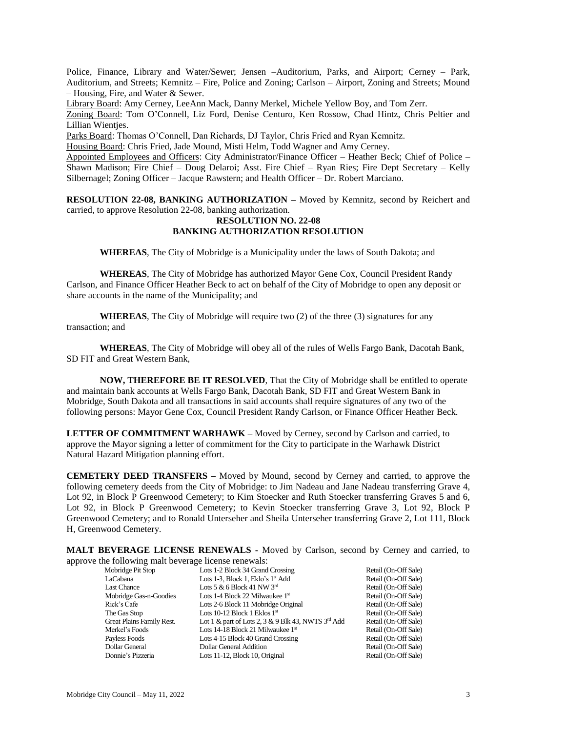Police, Finance, Library and Water/Sewer; Jensen –Auditorium, Parks, and Airport; Cerney – Park, Auditorium, and Streets; Kemnitz – Fire, Police and Zoning; Carlson – Airport, Zoning and Streets; Mound – Housing, Fire, and Water & Sewer.

Library Board: Amy Cerney, LeeAnn Mack, Danny Merkel, Michele Yellow Boy, and Tom Zerr.

Zoning Board: Tom O'Connell, Liz Ford, Denise Centuro, Ken Rossow, Chad Hintz, Chris Peltier and Lillian Wientjes.

Parks Board: Thomas O'Connell, Dan Richards, DJ Taylor, Chris Fried and Ryan Kemnitz.

Housing Board: Chris Fried, Jade Mound, Misti Helm, Todd Wagner and Amy Cerney.

Appointed Employees and Officers: City Administrator/Finance Officer – Heather Beck; Chief of Police – Shawn Madison; Fire Chief – Doug Delaroi; Asst. Fire Chief – Ryan Ries; Fire Dept Secretary – Kelly Silbernagel; Zoning Officer – Jacque Rawstern; and Health Officer – Dr. Robert Marciano.

**RESOLUTION 22-08, BANKING AUTHORIZATION –** Moved by Kemnitz, second by Reichert and carried, to approve Resolution 22-08, banking authorization.

**RESOLUTION NO. 22-08**
**BANKING AUTHORIZATION RESOLUTION**

**WHEREAS**, The City of Mobridge is a Municipality under the laws of South Dakota; and

**WHEREAS**, The City of Mobridge has authorized Mayor Gene Cox, Council President Randy Carlson, and Finance Officer Heather Beck to act on behalf of the City of Mobridge to open any deposit or share accounts in the name of the Municipality; and

**WHEREAS**, The City of Mobridge will require two (2) of the three (3) signatures for any transaction; and

**WHEREAS**, The City of Mobridge will obey all of the rules of Wells Fargo Bank, Dacotah Bank, SD FIT and Great Western Bank,

**NOW, THEREFORE BE IT RESOLVED**, That the City of Mobridge shall be entitled to operate and maintain bank accounts at Wells Fargo Bank, Dacotah Bank, SD FIT and Great Western Bank in Mobridge, South Dakota and all transactions in said accounts shall require signatures of any two of the following persons: Mayor Gene Cox, Council President Randy Carlson, or Finance Officer Heather Beck.

**LETTER OF COMMITMENT WARHAWK –** Moved by Cerney, second by Carlson and carried, to approve the Mayor signing a letter of commitment for the City to participate in the Warhawk District Natural Hazard Mitigation planning effort.

**CEMETERY DEED TRANSFERS –** Moved by Mound, second by Cerney and carried, to approve the following cemetery deeds from the City of Mobridge: to Jim Nadeau and Jane Nadeau transferring Grave 4, Lot 92, in Block P Greenwood Cemetery; to Kim Stoecker and Ruth Stoecker transferring Graves 5 and 6, Lot 92, in Block P Greenwood Cemetery; to Kevin Stoecker transferring Grave 3, Lot 92, Block P Greenwood Cemetery; and to Ronald Unterseher and Sheila Unterseher transferring Grave 2, Lot 111, Block H, Greenwood Cemetery.

**MALT BEVERAGE LICENSE RENEWALS -** Moved by Carlson, second by Cerney and carried, to approve the following malt beverage license renewals:

| | | |
|---|---|---|
| Mobridge Pit Stop | Lots 1-2 Block 34 Grand Crossing | Retail (On-Off Sale) |
| LaCabana | Lots 1-3, Block 1, Eklo's 1st Add | Retail (On-Off Sale) |
| Last Chance | Lots 5 & 6 Block 41 NW 3rd | Retail (On-Off Sale) |
| Mobridge Gas-n-Goodies | Lots 1-4 Block 22 Milwaukee 1st | Retail (On-Off Sale) |
| Rick's Cafe | Lots 2-6 Block 11 Mobridge Original | Retail (On-Off Sale) |
| The Gas Stop | Lots 10-12 Block 1 Eklos 1st | Retail (On-Off Sale) |
| Great Plains Family Rest. | Lot 1 & part of Lots 2, 3 & 9 Blk 43, NWTS 3rd Add | Retail (On-Off Sale) |
| Merkel's Foods | Lots 14-18 Block 21 Milwaukee 1st | Retail (On-Off Sale) |
| Payless Foods | Lots 4-15 Block 40 Grand Crossing | Retail (On-Off Sale) |
| Dollar General | Dollar General Addition | Retail (On-Off Sale) |
| Donnie's Pizzeria | Lots 11-12, Block 10, Original | Retail (On-Off Sale) |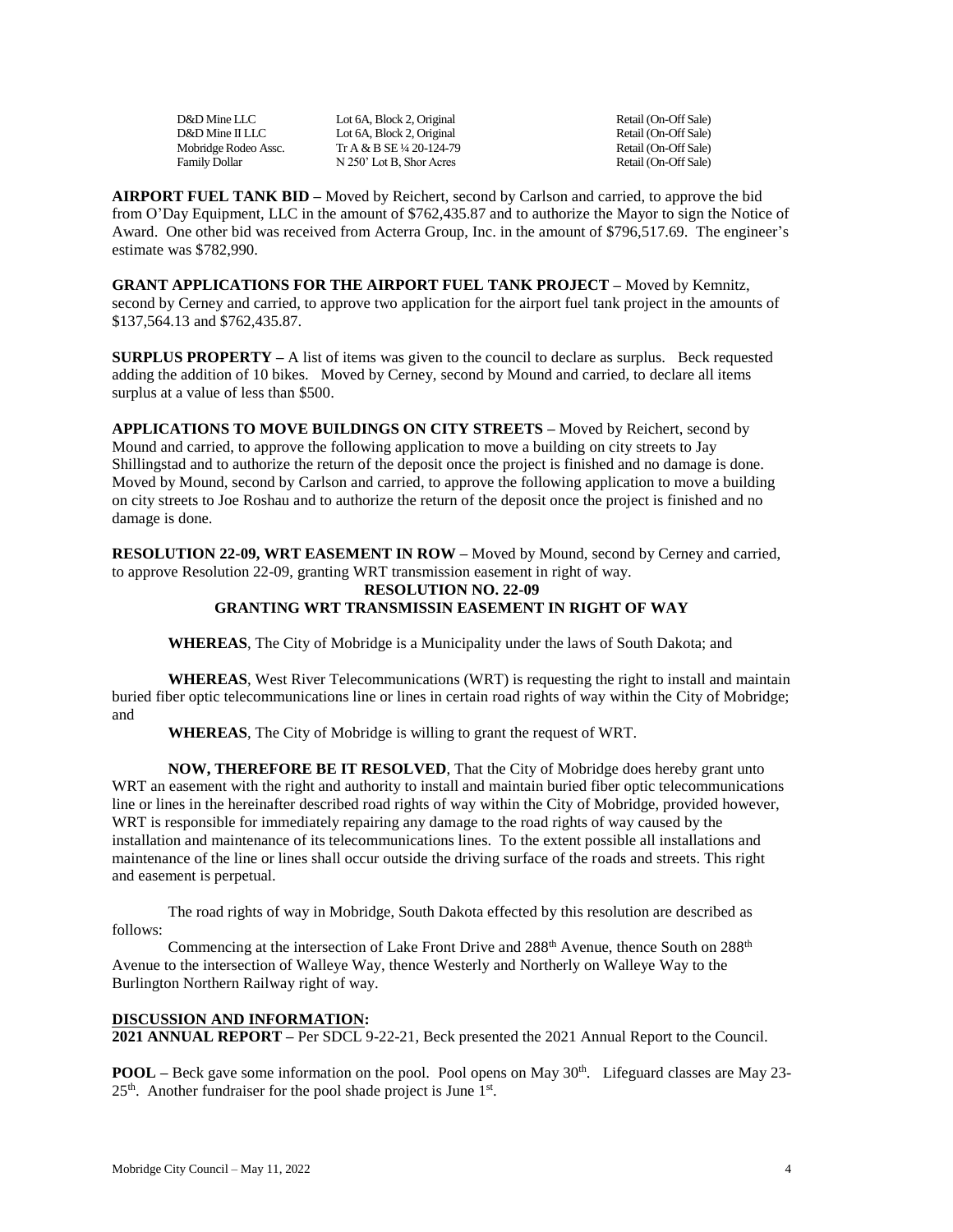| | | |
|---|---|---|
| D&D Mine LLC | Lot 6A, Block 2, Original | Retail (On-Off Sale) |
| D&D Mine II LLC | Lot 6A, Block 2, Original | Retail (On-Off Sale) |
| Mobridge Rodeo Assc. | Tr A & B SE ¼ 20-124-79 | Retail (On-Off Sale) |
| Family Dollar | N 250' Lot B, Shor Acres | Retail (On-Off Sale) |

**AIRPORT FUEL TANK BID –** Moved by Reichert, second by Carlson and carried, to approve the bid from O'Day Equipment, LLC in the amount of $762,435.87 and to authorize the Mayor to sign the Notice of Award. One other bid was received from Acterra Group, Inc. in the amount of $796,517.69. The engineer's estimate was $782,990.

**GRANT APPLICATIONS FOR THE AIRPORT FUEL TANK PROJECT –** Moved by Kemnitz, second by Cerney and carried, to approve two application for the airport fuel tank project in the amounts of $137,564.13 and $762,435.87.

**SURPLUS PROPERTY –** A list of items was given to the council to declare as surplus. Beck requested adding the addition of 10 bikes. Moved by Cerney, second by Mound and carried, to declare all items surplus at a value of less than $500.

**APPLICATIONS TO MOVE BUILDINGS ON CITY STREETS –** Moved by Reichert, second by Mound and carried, to approve the following application to move a building on city streets to Jay Shillingstad and to authorize the return of the deposit once the project is finished and no damage is done. Moved by Mound, second by Carlson and carried, to approve the following application to move a building on city streets to Joe Roshau and to authorize the return of the deposit once the project is finished and no damage is done.

**RESOLUTION 22-09, WRT EASEMENT IN ROW –** Moved by Mound, second by Cerney and carried, to approve Resolution 22-09, granting WRT transmission easement in right of way.

**RESOLUTION NO. 22-09**
**GRANTING WRT TRANSMISSIN EASEMENT IN RIGHT OF WAY**

**WHEREAS**, The City of Mobridge is a Municipality under the laws of South Dakota; and

**WHEREAS**, West River Telecommunications (WRT) is requesting the right to install and maintain buried fiber optic telecommunications line or lines in certain road rights of way within the City of Mobridge; and

**WHEREAS**, The City of Mobridge is willing to grant the request of WRT.

**NOW, THEREFORE BE IT RESOLVED**, That the City of Mobridge does hereby grant unto WRT an easement with the right and authority to install and maintain buried fiber optic telecommunications line or lines in the hereinafter described road rights of way within the City of Mobridge, provided however, WRT is responsible for immediately repairing any damage to the road rights of way caused by the installation and maintenance of its telecommunications lines. To the extent possible all installations and maintenance of the line or lines shall occur outside the driving surface of the roads and streets. This right and easement is perpetual.

The road rights of way in Mobridge, South Dakota effected by this resolution are described as follows:

Commencing at the intersection of Lake Front Drive and 288th Avenue, thence South on 288th Avenue to the intersection of Walleye Way, thence Westerly and Northerly on Walleye Way to the Burlington Northern Railway right of way.

**DISCUSSION AND INFORMATION:**

**2021 ANNUAL REPORT –** Per SDCL 9-22-21, Beck presented the 2021 Annual Report to the Council.

**POOL –** Beck gave some information on the pool. Pool opens on May 30th. Lifeguard classes are May 23-25th. Another fundraiser for the pool shade project is June 1st.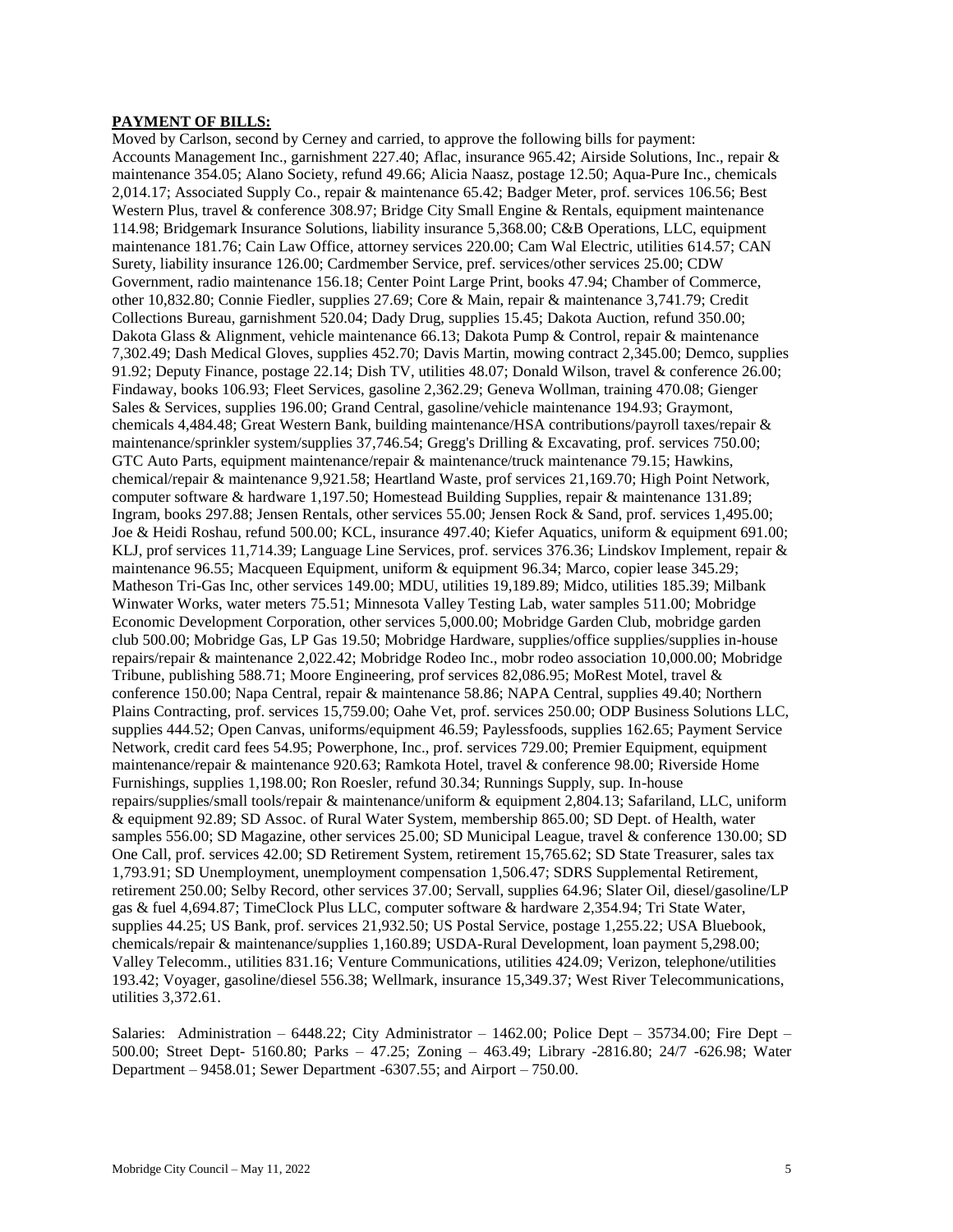**PAYMENT OF BILLS:**

Moved by Carlson, second by Cerney and carried, to approve the following bills for payment: Accounts Management Inc., garnishment 227.40; Aflac, insurance 965.42; Airside Solutions, Inc., repair & maintenance 354.05; Alano Society, refund 49.66; Alicia Naasz, postage 12.50; Aqua-Pure Inc., chemicals 2,014.17; Associated Supply Co., repair & maintenance 65.42; Badger Meter, prof. services 106.56; Best Western Plus, travel & conference 308.97; Bridge City Small Engine & Rentals, equipment maintenance 114.98; Bridgemark Insurance Solutions, liability insurance 5,368.00; C&B Operations, LLC, equipment maintenance 181.76; Cain Law Office, attorney services 220.00; Cam Wal Electric, utilities 614.57; CAN Surety, liability insurance 126.00; Cardmember Service, pref. services/other services 25.00; CDW Government, radio maintenance 156.18; Center Point Large Print, books 47.94; Chamber of Commerce, other 10,832.80; Connie Fiedler, supplies 27.69; Core & Main, repair & maintenance 3,741.79; Credit Collections Bureau, garnishment 520.04; Dady Drug, supplies 15.45; Dakota Auction, refund 350.00; Dakota Glass & Alignment, vehicle maintenance 66.13; Dakota Pump & Control, repair & maintenance 7,302.49; Dash Medical Gloves, supplies 452.70; Davis Martin, mowing contract 2,345.00; Demco, supplies 91.92; Deputy Finance, postage 22.14; Dish TV, utilities 48.07; Donald Wilson, travel & conference 26.00; Findaway, books 106.93; Fleet Services, gasoline 2,362.29; Geneva Wollman, training 470.08; Gienger Sales & Services, supplies 196.00; Grand Central, gasoline/vehicle maintenance 194.93; Graymont, chemicals 4,484.48; Great Western Bank, building maintenance/HSA contributions/payroll taxes/repair & maintenance/sprinkler system/supplies 37,746.54; Gregg's Drilling & Excavating, prof. services 750.00; GTC Auto Parts, equipment maintenance/repair & maintenance/truck maintenance 79.15; Hawkins, chemical/repair & maintenance 9,921.58; Heartland Waste, prof services 21,169.70; High Point Network, computer software & hardware 1,197.50; Homestead Building Supplies, repair & maintenance 131.89; Ingram, books 297.88; Jensen Rentals, other services 55.00; Jensen Rock & Sand, prof. services 1,495.00; Joe & Heidi Roshau, refund 500.00; KCL, insurance 497.40; Kiefer Aquatics, uniform & equipment 691.00; KLJ, prof services 11,714.39; Language Line Services, prof. services 376.36; Lindskov Implement, repair & maintenance 96.55; Macqueen Equipment, uniform & equipment 96.34; Marco, copier lease 345.29; Matheson Tri-Gas Inc, other services 149.00; MDU, utilities 19,189.89; Midco, utilities 185.39; Milbank Winwater Works, water meters 75.51; Minnesota Valley Testing Lab, water samples 511.00; Mobridge Economic Development Corporation, other services 5,000.00; Mobridge Garden Club, mobridge garden club 500.00; Mobridge Gas, LP Gas 19.50; Mobridge Hardware, supplies/office supplies/supplies in-house repairs/repair & maintenance 2,022.42; Mobridge Rodeo Inc., mobr rodeo association 10,000.00; Mobridge Tribune, publishing 588.71; Moore Engineering, prof services 82,086.95; MoRest Motel, travel & conference 150.00; Napa Central, repair & maintenance 58.86; NAPA Central, supplies 49.40; Northern Plains Contracting, prof. services 15,759.00; Oahe Vet, prof. services 250.00; ODP Business Solutions LLC, supplies 444.52; Open Canvas, uniforms/equipment 46.59; Paylessfoods, supplies 162.65; Payment Service Network, credit card fees 54.95; Powerphone, Inc., prof. services 729.00; Premier Equipment, equipment maintenance/repair & maintenance 920.63; Ramkota Hotel, travel & conference 98.00; Riverside Home Furnishings, supplies 1,198.00; Ron Roesler, refund 30.34; Runnings Supply, sup. In-house repairs/supplies/small tools/repair & maintenance/uniform & equipment 2,804.13; Safariland, LLC, uniform & equipment 92.89; SD Assoc. of Rural Water System, membership 865.00; SD Dept. of Health, water samples 556.00; SD Magazine, other services 25.00; SD Municipal League, travel & conference 130.00; SD One Call, prof. services 42.00; SD Retirement System, retirement 15,765.62; SD State Treasurer, sales tax 1,793.91; SD Unemployment, unemployment compensation 1,506.47; SDRS Supplemental Retirement, retirement 250.00; Selby Record, other services 37.00; Servall, supplies 64.96; Slater Oil, diesel/gasoline/LP gas & fuel 4,694.87; TimeClock Plus LLC, computer software & hardware 2,354.94; Tri State Water, supplies 44.25; US Bank, prof. services 21,932.50; US Postal Service, postage 1,255.22; USA Bluebook, chemicals/repair & maintenance/supplies 1,160.89; USDA-Rural Development, loan payment 5,298.00; Valley Telecomm., utilities 831.16; Venture Communications, utilities 424.09; Verizon, telephone/utilities 193.42; Voyager, gasoline/diesel 556.38; Wellmark, insurance 15,349.37; West River Telecommunications, utilities 3,372.61.

Salaries: Administration – 6448.22; City Administrator – 1462.00; Police Dept – 35734.00; Fire Dept – 500.00; Street Dept- 5160.80; Parks – 47.25; Zoning – 463.49; Library -2816.80; 24/7 -626.98; Water Department – 9458.01; Sewer Department -6307.55; and Airport – 750.00.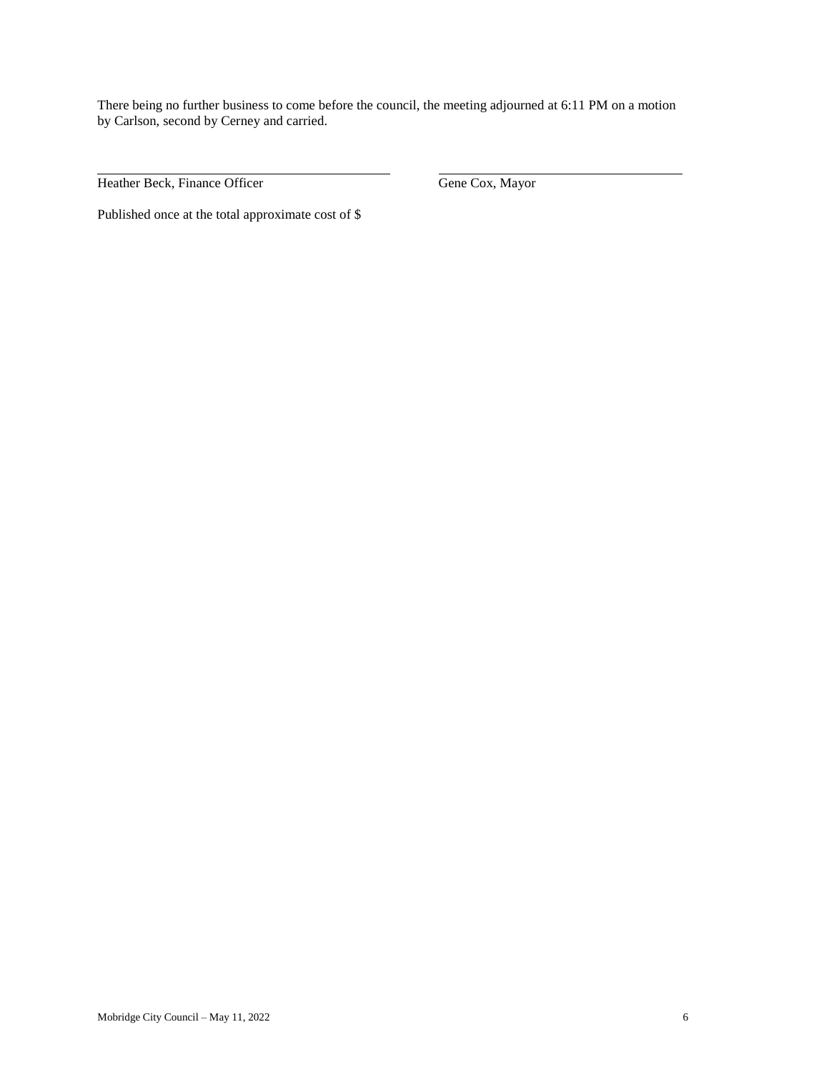There being no further business to come before the council, the meeting adjourned at 6:11 PM on a motion by Carlson, second by Cerney and carried.

| | |
|---|---|
| Heather Beck, Finance Officer | Gene Cox, Mayor |

Published once at the total approximate cost of $